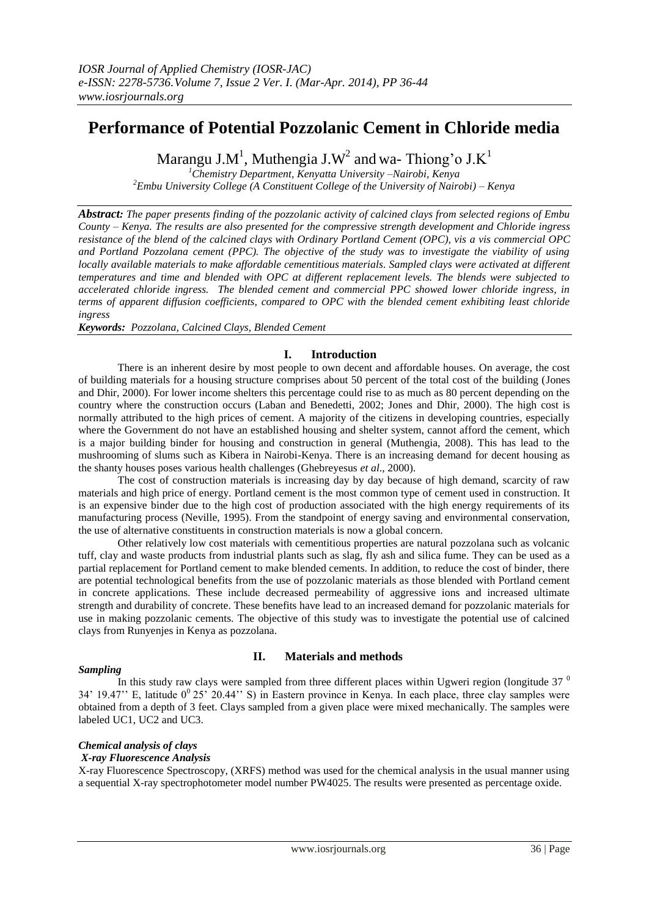# Performance of Potential Pozzolanic Cement in Chloride media

Marangu J.M[1], Muthengia J.W[2] and wa- Thiong'o J.K[1]

[1]Chemistry Department, Kenyatta University –Nairobi, Kenya
[2]Embu University College (A Constituent College of the University of Nairobi) – Kenya

***Abstract:*** *The paper presents finding of the pozzolanic activity of calcined clays from selected regions of Embu County – Kenya. The results are also presented for the compressive strength development and Chloride ingress resistance of the blend of the calcined clays with Ordinary Portland Cement (OPC), vis a vis commercial OPC and Portland Pozzolana cement (PPC). The objective of the study was to investigate the viability of using locally available materials to make affordable cementitious materials. Sampled clays were activated at different temperatures and time and blended with OPC at different replacement levels. The blends were subjected to accelerated chloride ingress. The blended cement and commercial PPC showed lower chloride ingress, in terms of apparent diffusion coefficients, compared to OPC with the blended cement exhibiting least chloride ingress*

***Keywords:*** *Pozzolana, Calcined Clays, Blended Cement*

## I. Introduction

There is an inherent desire by most people to own decent and affordable houses. On average, the cost of building materials for a housing structure comprises about 50 percent of the total cost of the building (Jones and Dhir, 2000). For lower income shelters this percentage could rise to as much as 80 percent depending on the country where the construction occurs (Laban and Benedetti, 2002; Jones and Dhir, 2000). The high cost is normally attributed to the high prices of cement. A majority of the citizens in developing countries, especially where the Government do not have an established housing and shelter system, cannot afford the cement, which is a major building binder for housing and construction in general (Muthengia, 2008). This has lead to the mushrooming of slums such as Kibera in Nairobi-Kenya. There is an increasing demand for decent housing as the shanty houses poses various health challenges (Ghebreyesus *et al*., 2000).

The cost of construction materials is increasing day by day because of high demand, scarcity of raw materials and high price of energy. Portland cement is the most common type of cement used in construction. It is an expensive binder due to the high cost of production associated with the high energy requirements of its manufacturing process (Neville, 1995). From the standpoint of energy saving and environmental conservation, the use of alternative constituents in construction materials is now a global concern.

Other relatively low cost materials with cementitious properties are natural pozzolana such as volcanic tuff, clay and waste products from industrial plants such as slag, fly ash and silica fume. They can be used as a partial replacement for Portland cement to make blended cements. In addition, to reduce the cost of binder, there are potential technological benefits from the use of pozzolanic materials as those blended with Portland cement in concrete applications. These include decreased permeability of aggressive ions and increased ultimate strength and durability of concrete. These benefits have lead to an increased demand for pozzolanic materials for use in making pozzolanic cements. The objective of this study was to investigate the potential use of calcined clays from Runyenjes in Kenya as pozzolana.

## II. Materials and methods

***Sampling***

In this study raw clays were sampled from three different places within Ugweri region (longitude 37 $^{0}$ 34' 19.47'' E, latitude $0^{0}$ 25' 20.44'' S) in Eastern province in Kenya. In each place, three clay samples were obtained from a depth of 3 feet. Clays sampled from a given place were mixed mechanically. The samples were labeled UC1, UC2 and UC3.

***Chemical analysis of clays***

***X-ray Fluorescence Analysis***

X-ray Fluorescence Spectroscopy, (XRFS) method was used for the chemical analysis in the usual manner using a sequential X-ray spectrophotometer model number PW4025. The results were presented as percentage oxide.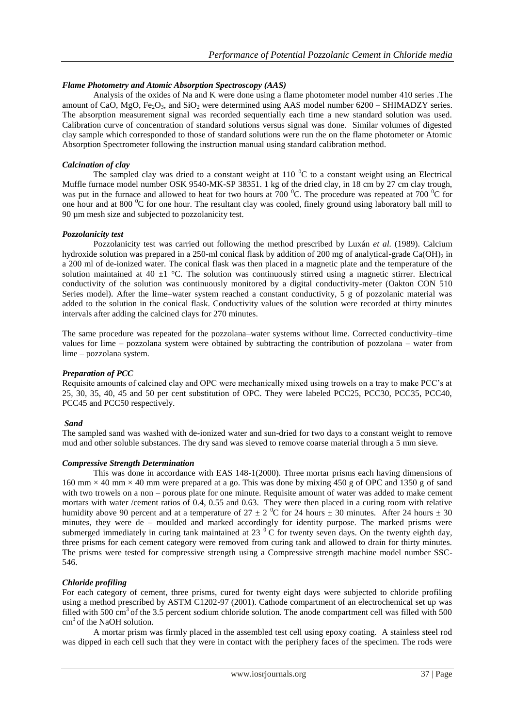### *Flame Photometry and Atomic Absorption Spectroscopy (AAS)*

Analysis of the oxides of Na and K were done using a flame photometer model number 410 series .The amount of CaO, MgO, $Fe_2O_3$, and $SiO_2$ were determined using AAS model number 6200 – SHIMADZY series. The absorption measurement signal was recorded sequentially each time a new standard solution was used. Calibration curve of concentration of standard solutions versus signal was done. Similar volumes of digested clay sample which corresponded to those of standard solutions were run the on the flame photometer or Atomic Absorption Spectrometer following the instruction manual using standard calibration method.

### *Calcination of clay*

The sampled clay was dried to a constant weight at 110 $^0$C to a constant weight using an Electrical Muffle furnace model number OSK 9540-MK-SP 38351. 1 kg of the dried clay, in 18 cm by 27 cm clay trough, was put in the furnace and allowed to heat for two hours at 700 $^0$C. The procedure was repeated at 700 $^0$C for one hour and at 800 $^0$C for one hour. The resultant clay was cooled, finely ground using laboratory ball mill to 90 µm mesh size and subjected to pozzolanicity test.

### *Pozzolanicity test*

Pozzolanicity test was carried out following the method prescribed by Luxán *et al.* (1989). Calcium hydroxide solution was prepared in a 250-ml conical flask by addition of 200 mg of analytical-grade $Ca(OH)_2$ in a 200 ml of de-ionized water. The conical flask was then placed in a magnetic plate and the temperature of the solution maintained at 40 ±1 °C. The solution was continuously stirred using a magnetic stirrer. Electrical conductivity of the solution was continuously monitored by a digital conductivity-meter (Oakton CON 510 Series model). After the lime–water system reached a constant conductivity, 5 g of pozzolanic material was added to the solution in the conical flask. Conductivity values of the solution were recorded at thirty minutes intervals after adding the calcined clays for 270 minutes.

The same procedure was repeated for the pozzolana–water systems without lime. Corrected conductivity–time values for lime – pozzolana system were obtained by subtracting the contribution of pozzolana – water from lime – pozzolana system.

### *Preparation of PCC*

Requisite amounts of calcined clay and OPC were mechanically mixed using trowels on a tray to make PCC's at 25, 30, 35, 40, 45 and 50 per cent substitution of OPC. They were labeled PCC25, PCC30, PCC35, PCC40, PCC45 and PCC50 respectively.

### *Sand*

The sampled sand was washed with de-ionized water and sun-dried for two days to a constant weight to remove mud and other soluble substances. The dry sand was sieved to remove coarse material through a 5 mm sieve.

### *Compressive Strength Determination*

This was done in accordance with EAS 148-1(2000). Three mortar prisms each having dimensions of 160 mm × 40 mm × 40 mm were prepared at a go. This was done by mixing 450 g of OPC and 1350 g of sand with two trowels on a non – porous plate for one minute. Requisite amount of water was added to make cement mortars with water /cement ratios of 0.4, 0.55 and 0.63. They were then placed in a curing room with relative humidity above 90 percent and at a temperature of 27 ± 2 $^0$C for 24 hours ± 30 minutes. After 24 hours ± 30 minutes, they were de – moulded and marked accordingly for identity purpose. The marked prisms were submerged immediately in curing tank maintained at 23 $^0$C for twenty seven days. On the twenty eighth day, three prisms for each cement category were removed from curing tank and allowed to drain for thirty minutes. The prisms were tested for compressive strength using a Compressive strength machine model number SSC-546.

### *Chloride profiling*

For each category of cement, three prisms, cured for twenty eight days were subjected to chloride profiling using a method prescribed by ASTM C1202-97 (2001). Cathode compartment of an electrochemical set up was filled with 500 cm$^3$ of the 3.5 percent sodium chloride solution. The anode compartment cell was filled with 500 cm$^3$ of the NaOH solution.

A mortar prism was firmly placed in the assembled test cell using epoxy coating. A stainless steel rod was dipped in each cell such that they were in contact with the periphery faces of the specimen. The rods were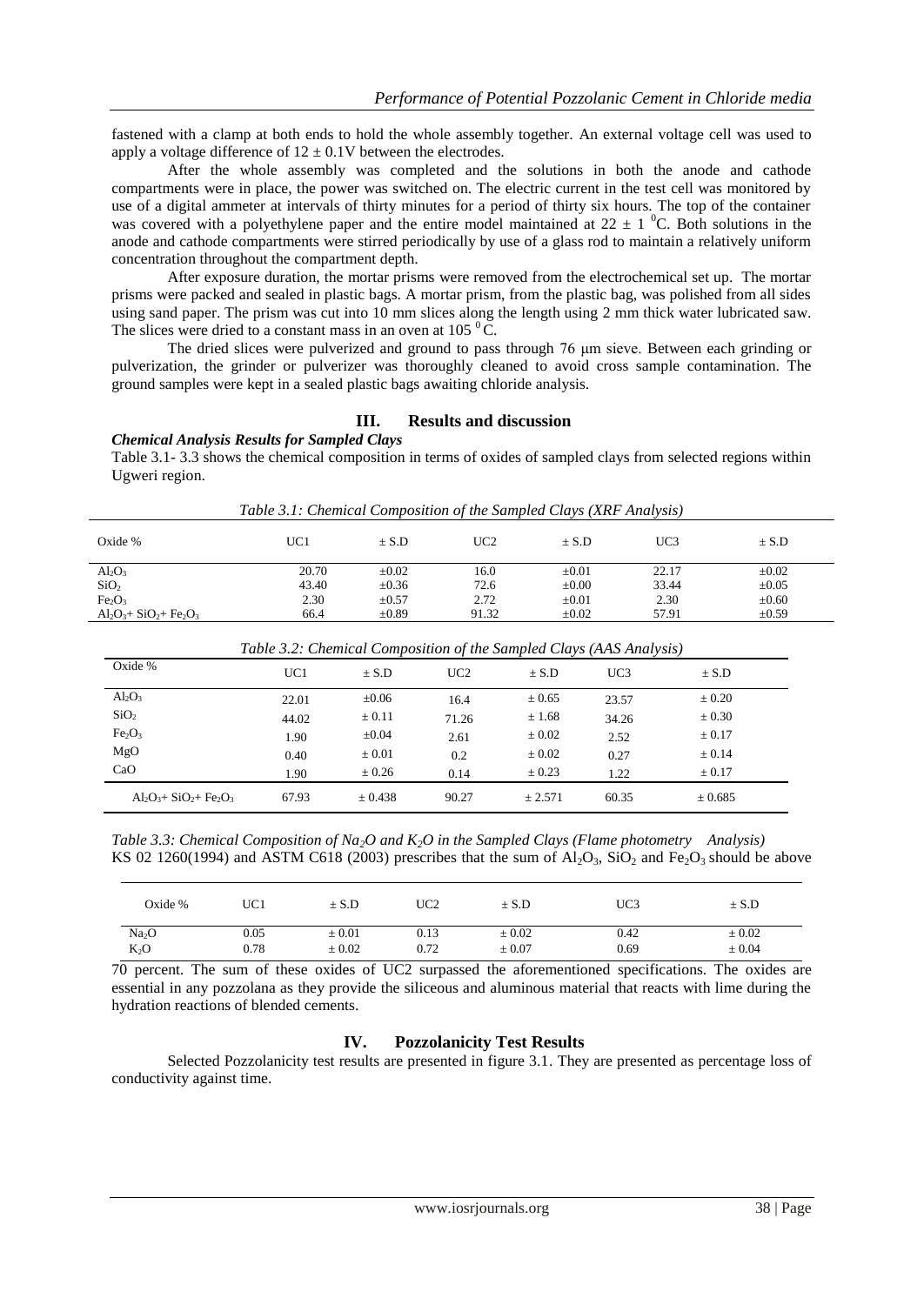fastened with a clamp at both ends to hold the whole assembly together. An external voltage cell was used to apply a voltage difference of $12 \pm 0.1$V between the electrodes.

After the whole assembly was completed and the solutions in both the anode and cathode compartments were in place, the power was switched on. The electric current in the test cell was monitored by use of a digital ammeter at intervals of thirty minutes for a period of thirty six hours. The top of the container was covered with a polyethylene paper and the entire model maintained at $22 \pm 1$ $^0$C. Both solutions in the anode and cathode compartments were stirred periodically by use of a glass rod to maintain a relatively uniform concentration throughout the compartment depth.

After exposure duration, the mortar prisms were removed from the electrochemical set up. The mortar prisms were packed and sealed in plastic bags. A mortar prism, from the plastic bag, was polished from all sides using sand paper. The prism was cut into 10 mm slices along the length using 2 mm thick water lubricated saw. The slices were dried to a constant mass in an oven at 105 $^0$C.

The dried slices were pulverized and ground to pass through 76 μm sieve. Between each grinding or pulverization, the grinder or pulverizer was thoroughly cleaned to avoid cross sample contamination. The ground samples were kept in a sealed plastic bags awaiting chloride analysis.

## III. Results and discussion

***Chemical Analysis Results for Sampled Clays***

Table 3.1- 3.3 shows the chemical composition in terms of oxides of sampled clays from selected regions within Ugweri region.

*Table 3.1: Chemical Composition of the Sampled Clays (XRF Analysis)*

| Oxide % | UC1 | ± S.D | UC2 | ± S.D | UC3 | ± S.D |
|---|---|---|---|---|---|---|
| $Al_2O_3$ | 20.70 | ±0.02 | 16.0 | ±0.01 | 22.17 | ±0.02 |
| $SiO_2$ | 43.40 | ±0.36 | 72.6 | ±0.00 | 33.44 | ±0.05 |
| $Fe_2O_3$ | 2.30 | ±0.57 | 2.72 | ±0.01 | 2.30 | ±0.60 |
| $Al_2O_3$+ $SiO_2$+ $Fe_2O_3$ | 66.4 | ±0.89 | 91.32 | ±0.02 | 57.91 | ±0.59 |

*Table 3.2: Chemical Composition of the Sampled Clays (AAS Analysis)*

| Oxide % | UC1 | ± S.D | UC2 | ± S.D | UC3 | ± S.D |
|---|---|---|---|---|---|---|
| $Al_2O_3$ | 22.01 | ±0.06 | 16.4 | ± 0.65 | 23.57 | ± 0.20 |
| $SiO_2$ | 44.02 | ± 0.11 | 71.26 | ± 1.68 | 34.26 | ± 0.30 |
| $Fe_2O_3$ | 1.90 | ±0.04 | 2.61 | ± 0.02 | 2.52 | ± 0.17 |
| MgO | 0.40 | ± 0.01 | 0.2 | ± 0.02 | 0.27 | ± 0.14 |
| CaO | 1.90 | ± 0.26 | 0.14 | ± 0.23 | 1.22 | ± 0.17 |
| $Al_2O_3$+ $SiO_2$+ $Fe_2O_3$ | 67.93 | ± 0.438 | 90.27 | ± 2.571 | 60.35 | ± 0.685 |

*Table 3.3: Chemical Composition of $Na_2O$ and $K_2O$ in the Sampled Clays (Flame photometry Analysis)*

| Oxide % | UC1 | ± S.D | UC2 | ± S.D | UC3 | ± S.D |
|---|---|---|---|---|---|---|
| $Na_2O$ | 0.05 | ± 0.01 | 0.13 | ± 0.02 | 0.42 | ± 0.02 |
| $K_2O$ | 0.78 | ± 0.02 | 0.72 | ± 0.07 | 0.69 | ± 0.04 |

KS 02 1260(1994) and ASTM C618 (2003) prescribes that the sum of $Al_2O_3$, $SiO_2$ and $Fe_2O_3$ should be above 70 percent. The sum of these oxides of UC2 surpassed the aforementioned specifications. The oxides are essential in any pozzolana as they provide the siliceous and aluminous material that reacts with lime during the hydration reactions of blended cements.

## IV. Pozzolanicity Test Results

Selected Pozzolanicity test results are presented in figure 3.1. They are presented as percentage loss of conductivity against time.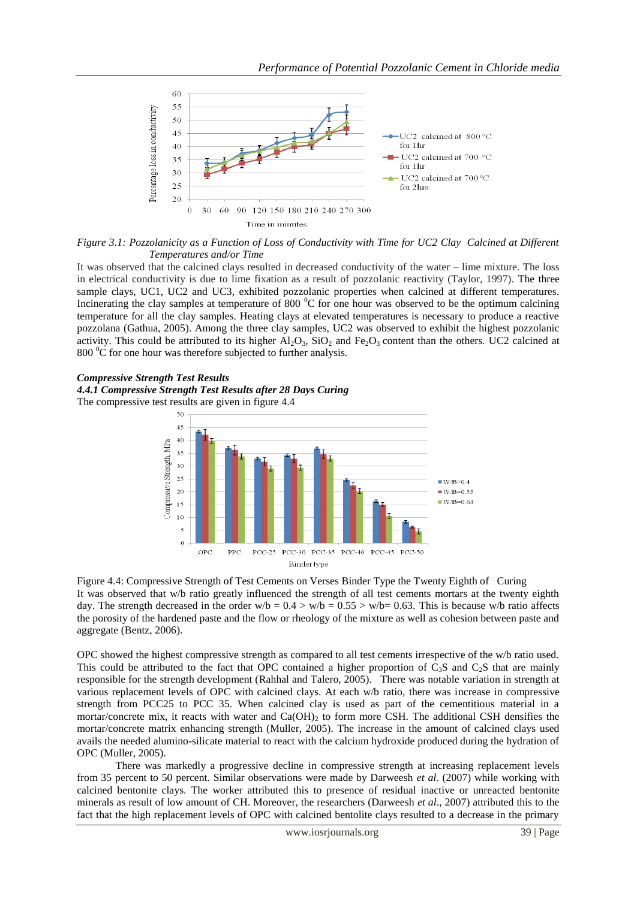*Figure 3.1: Pozzolanicity as a Function of Loss of Conductivity with Time for UC2 Clay Calcined at Different Temperatures and/or Time*

It was observed that the calcined clays resulted in decreased conductivity of the water – lime mixture. The loss in electrical conductivity is due to lime fixation as a result of pozzolanic reactivity (Taylor, 1997). The three sample clays, UC1, UC2 and UC3, exhibited pozzolanic properties when calcined at different temperatures. Incinerating the clay samples at temperature of 800 $^0$C for one hour was observed to be the optimum calcining temperature for all the clay samples. Heating clays at elevated temperatures is necessary to produce a reactive pozzolana (Gathua, 2005). Among the three clay samples, UC2 was observed to exhibit the highest pozzolanic activity. This could be attributed to its higher $Al_2O_3$, $SiO_2$ and $Fe_2O_3$ content than the others. UC2 calcined at 800 $^0$C for one hour was therefore subjected to further analysis.

***Compressive Strength Test Results***

***4.4.1 Compressive Strength Test Results after 28 Days Curing***

The compressive test results are given in figure 4.4

Figure 4.4: Compressive Strength of Test Cements on Verses Binder Type the Twenty Eighth of Curing

It was observed that w/b ratio greatly influenced the strength of all test cements mortars at the twenty eighth day. The strength decreased in the order w/b = 0.4 > w/b = 0.55 > w/b= 0.63. This is because w/b ratio affects the porosity of the hardened paste and the flow or rheology of the mixture as well as cohesion between paste and aggregate (Bentz, 2006).

OPC showed the highest compressive strength as compared to all test cements irrespective of the w/b ratio used. This could be attributed to the fact that OPC contained a higher proportion of $C_3S$ and $C_2S$ that are mainly responsible for the strength development (Rahhal and Talero, 2005). There was notable variation in strength at various replacement levels of OPC with calcined clays. At each w/b ratio, there was increase in compressive strength from PCC25 to PCC 35. When calcined clay is used as part of the cementitious material in a mortar/concrete mix, it reacts with water and $Ca(OH)_2$ to form more CSH. The additional CSH densifies the mortar/concrete matrix enhancing strength (Muller, 2005). The increase in the amount of calcined clays used avails the needed alumino-silicate material to react with the calcium hydroxide produced during the hydration of OPC (Muller, 2005).

There was markedly a progressive decline in compressive strength at increasing replacement levels from 35 percent to 50 percent. Similar observations were made by Darweesh *et al*. (2007) while working with calcined bentonite clays. The worker attributed this to presence of residual inactive or unreacted bentonite minerals as result of low amount of CH. Moreover, the researchers (Darweesh *et al*., 2007) attributed this to the fact that the high replacement levels of OPC with calcined bentolite clays resulted to a decrease in the primary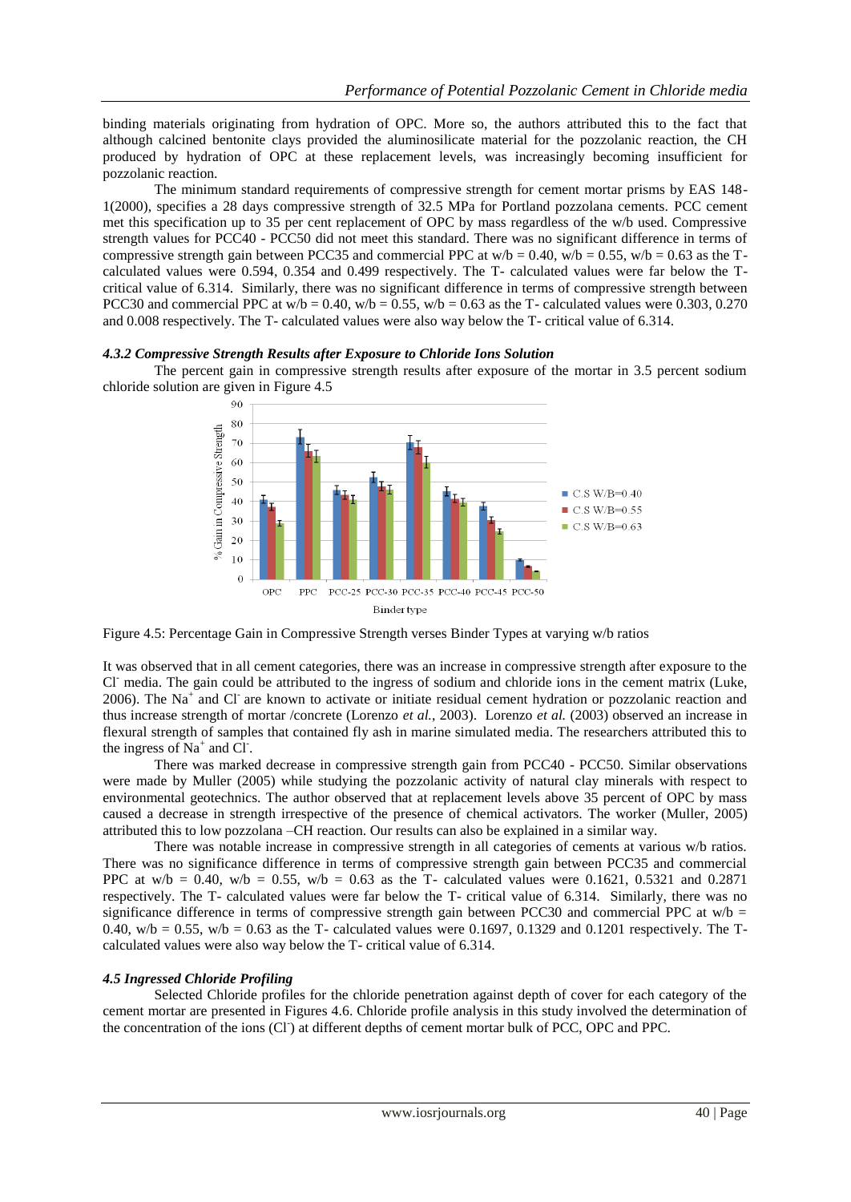binding materials originating from hydration of OPC. More so, the authors attributed this to the fact that although calcined bentonite clays provided the aluminosilicate material for the pozzolanic reaction, the CH produced by hydration of OPC at these replacement levels, was increasingly becoming insufficient for pozzolanic reaction.

The minimum standard requirements of compressive strength for cement mortar prisms by EAS 148-1(2000), specifies a 28 days compressive strength of 32.5 MPa for Portland pozzolana cements. PCC cement met this specification up to 35 per cent replacement of OPC by mass regardless of the w/b used. Compressive strength values for PCC40 - PCC50 did not meet this standard. There was no significant difference in terms of compressive strength gain between PCC35 and commercial PPC at w/b = 0.40, w/b = 0.55, w/b = 0.63 as the T-calculated values were 0.594, 0.354 and 0.499 respectively. The T- calculated values were far below the T-critical value of 6.314. Similarly, there was no significant difference in terms of compressive strength between PCC30 and commercial PPC at w/b = 0.40, w/b = 0.55, w/b = 0.63 as the T- calculated values were 0.303, 0.270 and 0.008 respectively. The T- calculated values were also way below the T- critical value of 6.314.

#### *4.3.2 Compressive Strength Results after Exposure to Chloride Ions Solution*

The percent gain in compressive strength results after exposure of the mortar in 3.5 percent sodium chloride solution are given in Figure 4.5

Figure 4.5: Percentage Gain in Compressive Strength verses Binder Types at varying w/b ratios

It was observed that in all cement categories, there was an increase in compressive strength after exposure to the $Cl^-$ media. The gain could be attributed to the ingress of sodium and chloride ions in the cement matrix (Luke, 2006). The $Na^+$ and $Cl^-$ are known to activate or initiate residual cement hydration or pozzolanic reaction and thus increase strength of mortar /concrete (Lorenzo *et al.*, 2003). Lorenzo *et al.* (2003) observed an increase in flexural strength of samples that contained fly ash in marine simulated media. The researchers attributed this to the ingress of $Na^+$ and $Cl^-$.

There was marked decrease in compressive strength gain from PCC40 - PCC50. Similar observations were made by Muller (2005) while studying the pozzolanic activity of natural clay minerals with respect to environmental geotechnics. The author observed that at replacement levels above 35 percent of OPC by mass caused a decrease in strength irrespective of the presence of chemical activators. The worker (Muller, 2005) attributed this to low pozzolana –CH reaction. Our results can also be explained in a similar way.

There was notable increase in compressive strength in all categories of cements at various w/b ratios. There was no significance difference in terms of compressive strength gain between PCC35 and commercial PPC at w/b = 0.40, w/b = 0.55, w/b = 0.63 as the T- calculated values were 0.1621, 0.5321 and 0.2871 respectively. The T- calculated values were far below the T- critical value of 6.314. Similarly, there was no significance difference in terms of compressive strength gain between PCC30 and commercial PPC at w/b = 0.40, w/b = 0.55, w/b = 0.63 as the T- calculated values were 0.1697, 0.1329 and 0.1201 respectively. The T-calculated values were also way below the T- critical value of 6.314.

### *4.5 Ingressed Chloride Profiling*

Selected Chloride profiles for the chloride penetration against depth of cover for each category of the cement mortar are presented in Figures 4.6. Chloride profile analysis in this study involved the determination of the concentration of the ions ($Cl^-$) at different depths of cement mortar bulk of PCC, OPC and PPC.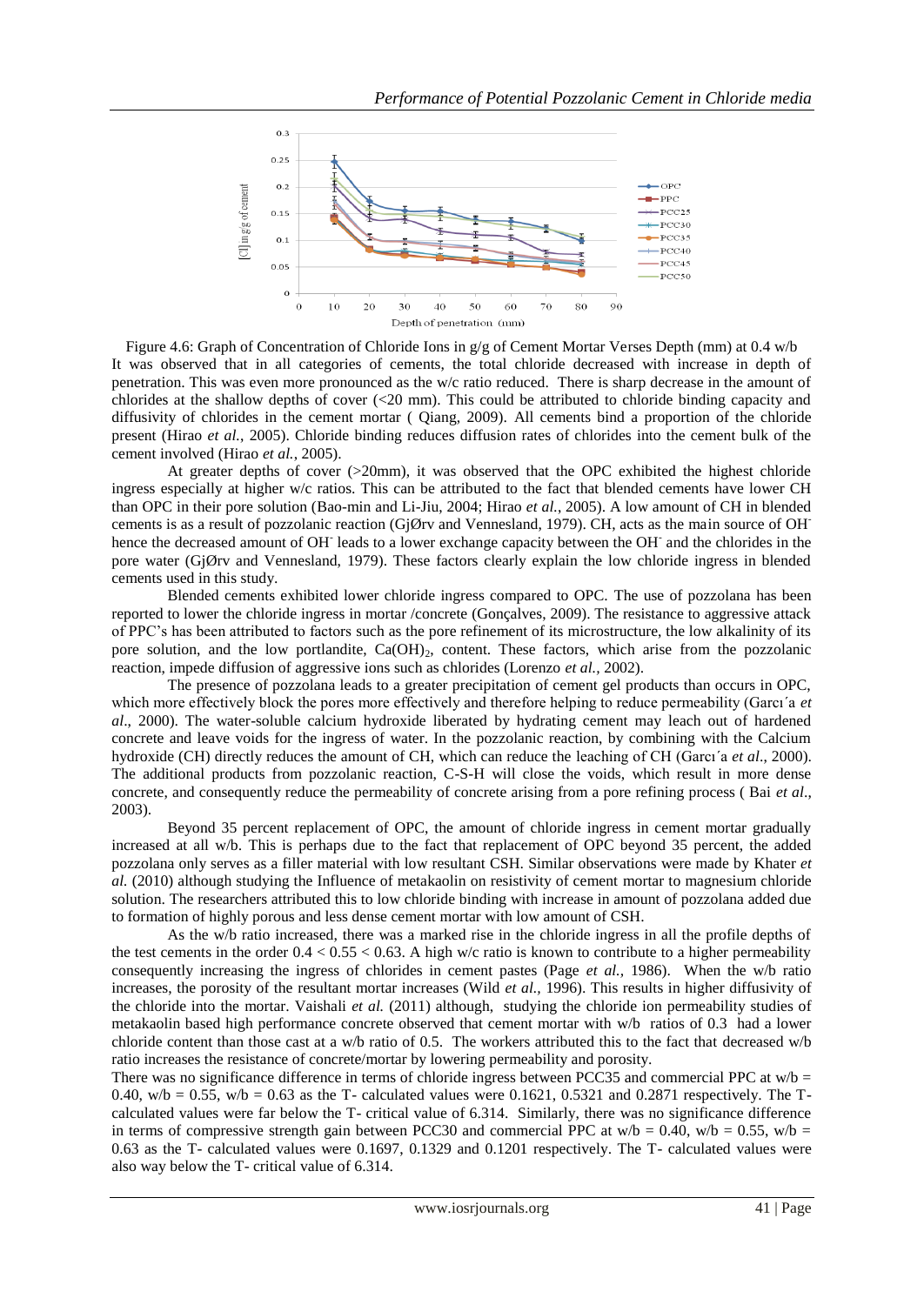Figure 4.6: Graph of Concentration of Chloride Ions in g/g of Cement Mortar Verses Depth (mm) at 0.4 w/b

It was observed that in all categories of cements, the total chloride decreased with increase in depth of penetration. This was even more pronounced as the w/c ratio reduced. There is sharp decrease in the amount of chlorides at the shallow depths of cover (<20 mm). This could be attributed to chloride binding capacity and diffusivity of chlorides in the cement mortar ( Qiang, 2009). All cements bind a proportion of the chloride present (Hirao *et al.*, 2005). Chloride binding reduces diffusion rates of chlorides into the cement bulk of the cement involved (Hirao *et al.*, 2005).

At greater depths of cover (>20mm), it was observed that the OPC exhibited the highest chloride ingress especially at higher w/c ratios. This can be attributed to the fact that blended cements have lower CH than OPC in their pore solution (Bao-min and Li-Jiu, 2004; Hirao *et al.*, 2005). A low amount of CH in blended cements is as a result of pozzolanic reaction (GjØrv and Vennesland, 1979). CH, acts as the main source of $OH^-$ hence the decreased amount of $OH^-$ leads to a lower exchange capacity between the $OH^-$ and the chlorides in the pore water (GjØrv and Vennesland, 1979). These factors clearly explain the low chloride ingress in blended cements used in this study.

Blended cements exhibited lower chloride ingress compared to OPC. The use of pozzolana has been reported to lower the chloride ingress in mortar /concrete (Gonçalves, 2009). The resistance to aggressive attack of PPC's has been attributed to factors such as the pore refinement of its microstructure, the low alkalinity of its pore solution, and the low portlandite, $Ca(OH)_2$, content. These factors, which arise from the pozzolanic reaction, impede diffusion of aggressive ions such as chlorides (Lorenzo *et al.*, 2002).

The presence of pozzolana leads to a greater precipitation of cement gel products than occurs in OPC, which more effectively block the pores more effectively and therefore helping to reduce permeability (Garcı´a *et al*., 2000). The water-soluble calcium hydroxide liberated by hydrating cement may leach out of hardened concrete and leave voids for the ingress of water. In the pozzolanic reaction, by combining with the Calcium hydroxide (CH) directly reduces the amount of CH, which can reduce the leaching of CH (Garcı´a *et al*., 2000). The additional products from pozzolanic reaction, C-S-H will close the voids, which result in more dense concrete, and consequently reduce the permeability of concrete arising from a pore refining process ( Bai *et al*., 2003).

Beyond 35 percent replacement of OPC, the amount of chloride ingress in cement mortar gradually increased at all w/b. This is perhaps due to the fact that replacement of OPC beyond 35 percent, the added pozzolana only serves as a filler material with low resultant CSH. Similar observations were made by Khater *et al.* (2010) although studying the Influence of metakaolin on resistivity of cement mortar to magnesium chloride solution. The researchers attributed this to low chloride binding with increase in amount of pozzolana added due to formation of highly porous and less dense cement mortar with low amount of CSH.

As the w/b ratio increased, there was a marked rise in the chloride ingress in all the profile depths of the test cements in the order $0.4 < 0.55 < 0.63$. A high w/c ratio is known to contribute to a higher permeability consequently increasing the ingress of chlorides in cement pastes (Page *et al.*, 1986). When the w/b ratio increases, the porosity of the resultant mortar increases (Wild *et al.*, 1996). This results in higher diffusivity of the chloride into the mortar. Vaishali *et al.* (2011) although, studying the chloride ion permeability studies of metakaolin based high performance concrete observed that cement mortar with w/b ratios of 0.3 had a lower chloride content than those cast at a w/b ratio of 0.5. The workers attributed this to the fact that decreased w/b ratio increases the resistance of concrete/mortar by lowering permeability and porosity.

There was no significance difference in terms of chloride ingress between PCC35 and commercial PPC at w/b = 0.40, w/b = 0.55, w/b = 0.63 as the T- calculated values were 0.1621, 0.5321 and 0.2871 respectively. The T- calculated values were far below the T- critical value of 6.314. Similarly, there was no significance difference in terms of compressive strength gain between PCC30 and commercial PPC at w/b = 0.40, w/b = 0.55, w/b = 0.63 as the T- calculated values were 0.1697, 0.1329 and 0.1201 respectively. The T- calculated values were also way below the T- critical value of 6.314.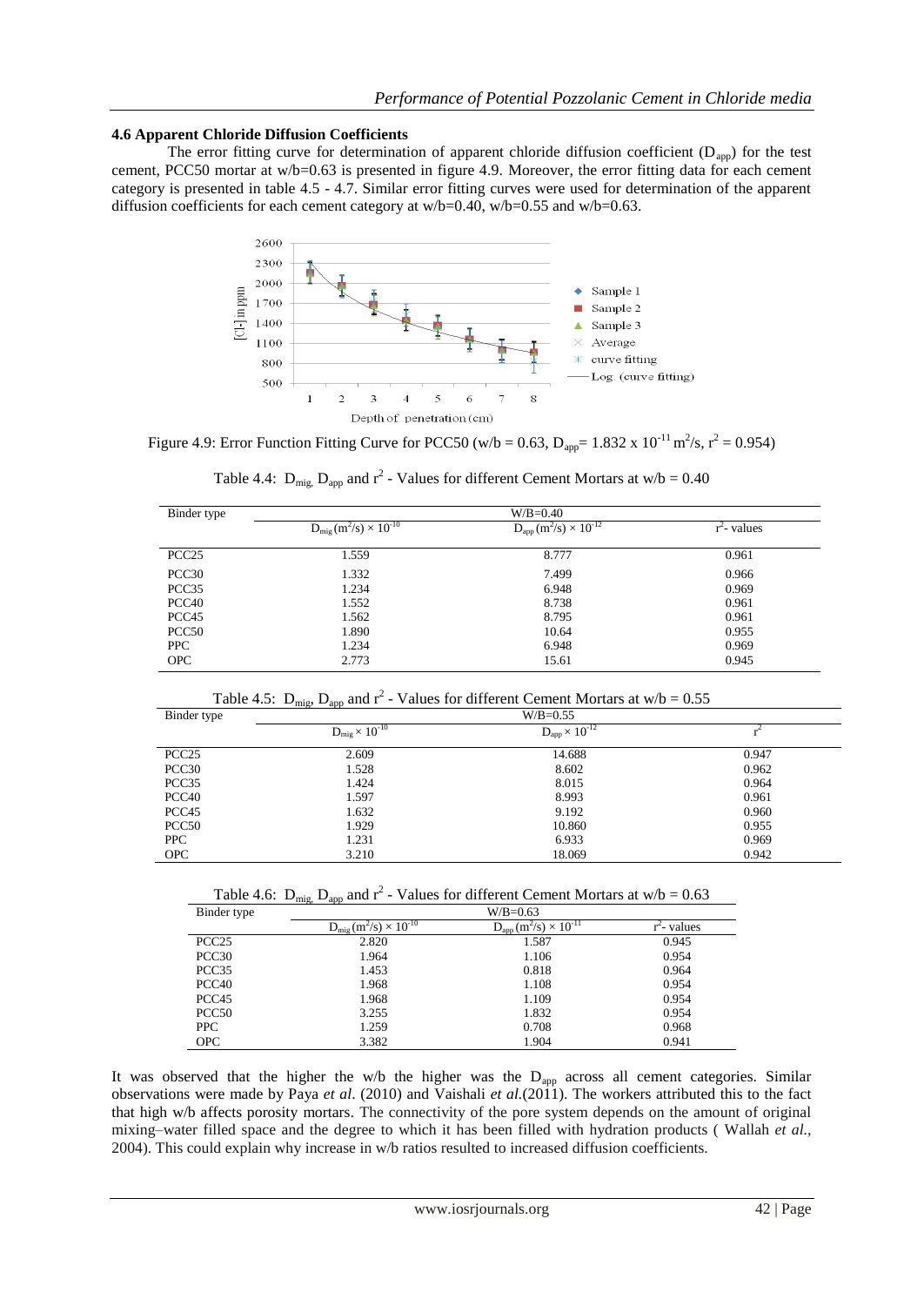### 4.6 Apparent Chloride Diffusion Coefficients

The error fitting curve for determination of apparent chloride diffusion coefficient ($D_{app}$) for the test cement, PCC50 mortar at w/b=0.63 is presented in figure 4.9. Moreover, the error fitting data for each cement category is presented in table 4.5 - 4.7. Similar error fitting curves were used for determination of the apparent diffusion coefficients for each cement category at w/b=0.40, w/b=0.55 and w/b=0.63.

Figure 4.9: Error Function Fitting Curve for PCC50 (w/b = 0.63, $D_{app}$= 1.832 x $10^{-11}$ $m^2/s$, $r^2$ = 0.954)

Table 4.4: $D_{mig}$, $D_{app}$ and $r^2$ - Values for different Cement Mortars at w/b = 0.40

| Binder type | W/B=0.40 | | |
|---|---|---|---|
| | $D_{mig}$ $(m^2/s) \times 10^{-10}$ | $D_{app}$ $(m^2/s) \times 10^{-12}$ | $r^2$- values |
| PCC25 | 1.559 | 8.777 | 0.961 |
| PCC30 | 1.332 | 7.499 | 0.966 |
| PCC35 | 1.234 | 6.948 | 0.969 |
| PCC40 | 1.552 | 8.738 | 0.961 |
| PCC45 | 1.562 | 8.795 | 0.961 |
| PCC50 | 1.890 | 10.64 | 0.955 |
| PPC | 1.234 | 6.948 | 0.969 |
| OPC | 2.773 | 15.61 | 0.945 |

Table 4.5: $D_{mig}$, $D_{app}$ and $r^2$ - Values for different Cement Mortars at w/b = 0.55

| Binder type | W/B=0.55 | | |
|---|---|---|---|
| | $D_{mig} \times 10^{-10}$ | $D_{app} \times 10^{-12}$ | $r^2$ |
| PCC25 | 2.609 | 14.688 | 0.947 |
| PCC30 | 1.528 | 8.602 | 0.962 |
| PCC35 | 1.424 | 8.015 | 0.964 |
| PCC40 | 1.597 | 8.993 | 0.961 |
| PCC45 | 1.632 | 9.192 | 0.960 |
| PCC50 | 1.929 | 10.860 | 0.955 |
| PPC | 1.231 | 6.933 | 0.969 |
| OPC | 3.210 | 18.069 | 0.942 |

Table 4.6: $D_{mig}$, $D_{app}$ and $r^2$ - Values for different Cement Mortars at w/b = 0.63

| Binder type | W/B=0.63 | | |
|---|---|---|---|
| | $D_{mig}$ $(m^2/s) \times 10^{-10}$ | $D_{app}$ $(m^2/s) \times 10^{-11}$ | $r^2$- values |
| PCC25 | 2.820 | 1.587 | 0.945 |
| PCC30 | 1.964 | 1.106 | 0.954 |
| PCC35 | 1.453 | 0.818 | 0.964 |
| PCC40 | 1.968 | 1.108 | 0.954 |
| PCC45 | 1.968 | 1.109 | 0.954 |
| PCC50 | 3.255 | 1.832 | 0.954 |
| PPC | 1.259 | 0.708 | 0.968 |
| OPC | 3.382 | 1.904 | 0.941 |

It was observed that the higher the w/b the higher was the $D_{app}$ across all cement categories. Similar observations were made by Paya *et al*. (2010) and Vaishali *et al.*(2011). The workers attributed this to the fact that high w/b affects porosity mortars. The connectivity of the pore system depends on the amount of original mixing–water filled space and the degree to which it has been filled with hydration products ( Wallah *et al.*, 2004). This could explain why increase in w/b ratios resulted to increased diffusion coefficients.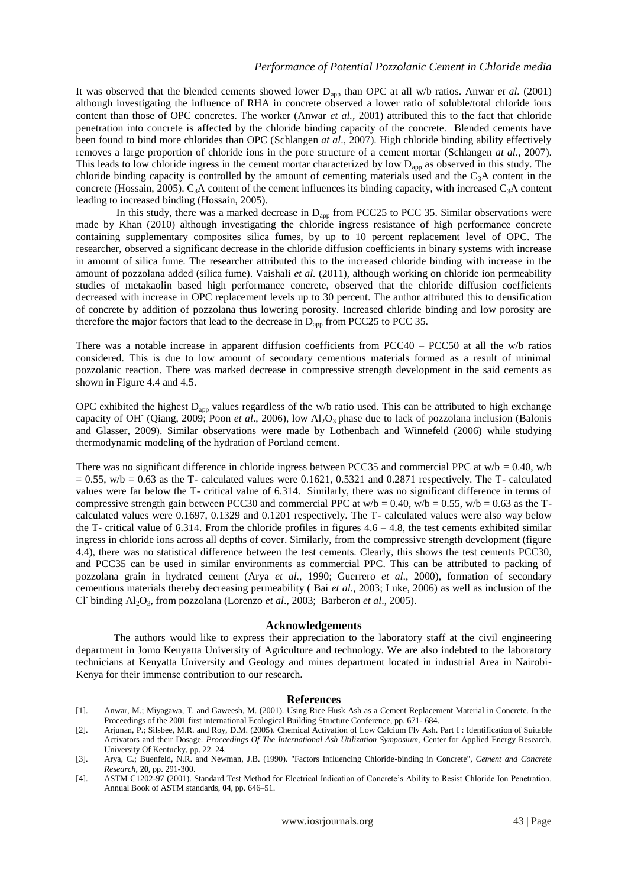It was observed that the blended cements showed lower $D_{app}$ than OPC at all w/b ratios. Anwar *et al.* (2001) although investigating the influence of RHA in concrete observed a lower ratio of soluble/total chloride ions content than those of OPC concretes. The worker (Anwar *et al.,* 2001) attributed this to the fact that chloride penetration into concrete is affected by the chloride binding capacity of the concrete. Blended cements have been found to bind more chlorides than OPC (Schlangen *at al*., 2007). High chloride binding ability effectively removes a large proportion of chloride ions in the pore structure of a cement mortar (Schlangen *at al*., 2007). This leads to low chloride ingress in the cement mortar characterized by low $D_{app}$ as observed in this study. The chloride binding capacity is controlled by the amount of cementing materials used and the $C_3A$ content in the concrete (Hossain, 2005). $C_3A$ content of the cement influences its binding capacity, with increased $C_3A$ content leading to increased binding (Hossain, 2005).

In this study, there was a marked decrease in $D_{app}$ from PCC25 to PCC 35. Similar observations were made by Khan (2010) although investigating the chloride ingress resistance of high performance concrete containing supplementary composites silica fumes, by up to 10 percent replacement level of OPC. The researcher, observed a significant decrease in the chloride diffusion coefficients in binary systems with increase in amount of silica fume. The researcher attributed this to the increased chloride binding with increase in the amount of pozzolana added (silica fume). Vaishali *et al.* (2011), although working on chloride ion permeability studies of metakaolin based high performance concrete, observed that the chloride diffusion coefficients decreased with increase in OPC replacement levels up to 30 percent. The author attributed this to densification of concrete by addition of pozzolana thus lowering porosity. Increased chloride binding and low porosity are therefore the major factors that lead to the decrease in $D_{app}$ from PCC25 to PCC 35.

There was a notable increase in apparent diffusion coefficients from PCC40 – PCC50 at all the w/b ratios considered. This is due to low amount of secondary cementious materials formed as a result of minimal pozzolanic reaction. There was marked decrease in compressive strength development in the said cements as shown in Figure 4.4 and 4.5.

OPC exhibited the highest $D_{app}$ values regardless of the w/b ratio used. This can be attributed to high exchange capacity of $OH^-$ (Qiang, 2009; Poon *et al*., 2006), low $Al_2O_3$ phase due to lack of pozzolana inclusion (Balonis and Glasser, 2009). Similar observations were made by Lothenbach and Winnefeld (2006) while studying thermodynamic modeling of the hydration of Portland cement.

There was no significant difference in chloride ingress between PCC35 and commercial PPC at w/b = 0.40, w/b = 0.55, w/b = 0.63 as the T- calculated values were 0.1621, 0.5321 and 0.2871 respectively. The T- calculated values were far below the T- critical value of 6.314. Similarly, there was no significant difference in terms of compressive strength gain between PCC30 and commercial PPC at w/b = 0.40, w/b = 0.55, w/b = 0.63 as the T-calculated values were 0.1697, 0.1329 and 0.1201 respectively. The T- calculated values were also way below the T- critical value of 6.314. From the chloride profiles in figures 4.6 – 4.8, the test cements exhibited similar ingress in chloride ions across all depths of cover. Similarly, from the compressive strength development (figure 4.4), there was no statistical difference between the test cements. Clearly, this shows the test cements PCC30, and PCC35 can be used in similar environments as commercial PPC. This can be attributed to packing of pozzolana grain in hydrated cement (Arya *et al.*, 1990; Guerrero *et al*., 2000), formation of secondary cementious materials thereby decreasing permeability ( Bai *et al*., 2003; Luke, 2006) as well as inclusion of the $Cl^-$ binding $Al_2O_3$, from pozzolana (Lorenzo *et al*., 2003; Barberon *et al*., 2005).

## Acknowledgements

The authors would like to express their appreciation to the laboratory staff at the civil engineering department in Jomo Kenyatta University of Agriculture and technology. We are also indebted to the laboratory technicians at Kenyatta University and Geology and mines department located in industrial Area in Nairobi-Kenya for their immense contribution to our research.

## References

[1]. Anwar, M.; Miyagawa, T. and Gaweesh, M. (2001). Using Rice Husk Ash as a Cement Replacement Material in Concrete. In the Proceedings of the 2001 first international Ecological Building Structure Conference, pp. 671- 684.

[2]. Arjunan, P.; Silsbee, M.R. and Roy, D.M. (2005). Chemical Activation of Low Calcium Fly Ash. Part I : Identification of Suitable Activators and their Dosage. *Proceedings Of The International Ash Utilization Symposium*, Center for Applied Energy Research, University Of Kentucky, pp. 22–24.

[3]. Arya, C.; Buenfeld, N.R. and Newman, J.B. (1990). "Factors Influencing Chloride-binding in Concrete", *Cement and Concrete Research*, **20,** pp. 291-300.

[4]. ASTM C1202-97 (2001). Standard Test Method for Electrical Indication of Concrete's Ability to Resist Chloride Ion Penetration. Annual Book of ASTM standards, **04**, pp. 646–51.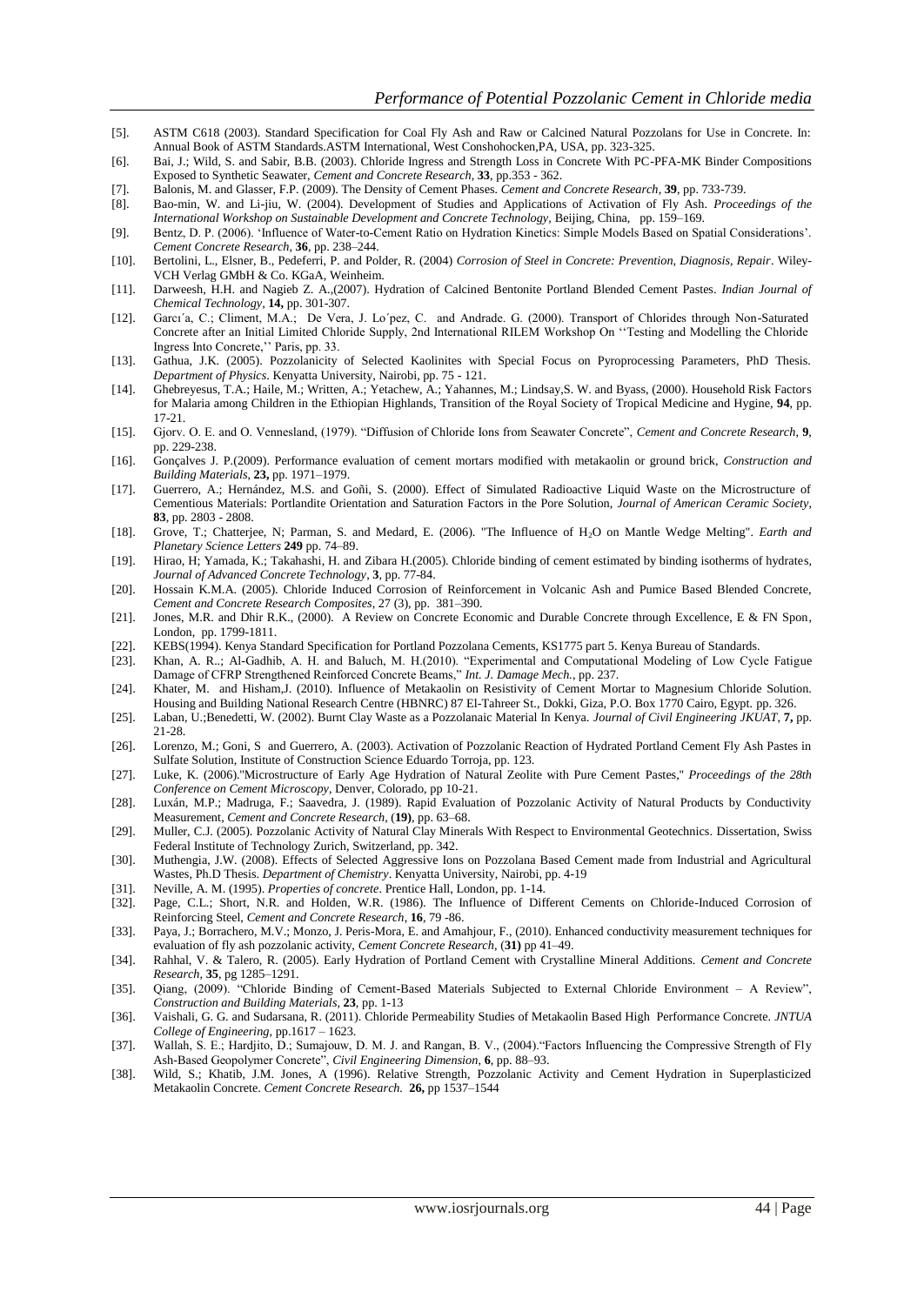[5]. ASTM C618 (2003). Standard Specification for Coal Fly Ash and Raw or Calcined Natural Pozzolans for Use in Concrete. In: Annual Book of ASTM Standards.ASTM International, West Conshohocken,PA, USA, pp. 323-325.

[6]. Bai, J.; Wild, S. and Sabir, B.B. (2003). Chloride Ingress and Strength Loss in Concrete With PC-PFA-MK Binder Compositions Exposed to Synthetic Seawater, *Cement and Concrete Research*, **33**, pp.353 - 362.

[7]. Balonis, M. and Glasser, F.P. (2009). The Density of Cement Phases. *Cement and Concrete Research*, **39**, pp. 733-739.

[8]. Bao-min, W. and Li-jiu, W. (2004). Development of Studies and Applications of Activation of Fly Ash. *Proceedings of the International Workshop on Sustainable Development and Concrete Technology*, Beijing, China, pp. 159–169.

[9]. Bentz, D. P. (2006). 'Influence of Water-to-Cement Ratio on Hydration Kinetics: Simple Models Based on Spatial Considerations'. *Cement Concrete Research*, **36**, pp. 238–244.

[10]. Bertolini, L., Elsner, B., Pedeferri, P. and Polder, R. (2004) *Corrosion of Steel in Concrete: Prevention, Diagnosis, Repair*. Wiley-VCH Verlag GMbH & Co. KGaA, Weinheim.

[11]. Darweesh, H.H. and Nagieb Z. A.,(2007). Hydration of Calcined Bentonite Portland Blended Cement Pastes. *Indian Journal of Chemical Technology*, **14,** pp. 301-307.

[12]. Garcı´a, C.; Climent, M.A.; De Vera, J. Lo´pez, C. and Andrade. G. (2000). Transport of Chlorides through Non-Saturated Concrete after an Initial Limited Chloride Supply, 2nd International RILEM Workshop On ''Testing and Modelling the Chloride Ingress Into Concrete,'' Paris, pp. 33.

[13]. Gathua, J.K. (2005). Pozzolanicity of Selected Kaolinites with Special Focus on Pyroprocessing Parameters, PhD Thesis. *Department of Physics*. Kenyatta University, Nairobi, pp. 75 - 121.

[14]. Ghebreyesus, T.A.; Haile, M.; Written, A.; Yetachew, A.; Yahannes, M.; Lindsay,S. W. and Byass, (2000). Household Risk Factors for Malaria among Children in the Ethiopian Highlands, Transition of the Royal Society of Tropical Medicine and Hygine, **94**, pp. 17-21.

[15]. Gjorv. O. E. and O. Vennesland, (1979). "Diffusion of Chloride Ions from Seawater Concrete", *Cement and Concrete Research*, **9**, pp. 229-238.

[16]. Gonçalves J. P.(2009). Performance evaluation of cement mortars modified with metakaolin or ground brick, *Construction and Building Materials*, **23,** pp. 1971–1979.

[17]. Guerrero, A.; Hernández, M.S. and Goñi, S. (2000). Effect of Simulated Radioactive Liquid Waste on the Microstructure of Cementious Materials: Portlandite Orientation and Saturation Factors in the Pore Solution, *Journal of American Ceramic Society*, **83**, pp. 2803 - 2808.

[18]. Grove, T.; Chatterjee, N; Parman, S. and Medard, E. (2006). "The Influence of $H_2O$ on Mantle Wedge Melting". *Earth and Planetary Science Letters* **249** pp. 74–89.

[19]. Hirao, H; Yamada, K.; Takahashi, H. and Zibara H.(2005). Chloride binding of cement estimated by binding isotherms of hydrates, *Journal of Advanced Concrete Technology*, **3**, pp. 77-84.

[20]. Hossain K.M.A. (2005). Chloride Induced Corrosion of Reinforcement in Volcanic Ash and Pumice Based Blended Concrete, *Cement and Concrete Research Composites*, 27 (3), pp. 381–390.

[21]. Jones, M.R. and Dhir R.K., (2000). A Review on Concrete Economic and Durable Concrete through Excellence, E & FN Spon, London, pp. 1799-1811.

[22]. KEBS(1994). Kenya Standard Specification for Portland Pozzolana Cements, KS1775 part 5. Kenya Bureau of Standards.

[23]. Khan, A. R..; Al-Gadhib, A. H. and Baluch, M. H.(2010). "Experimental and Computational Modeling of Low Cycle Fatigue Damage of CFRP Strengthened Reinforced Concrete Beams," *Int. J. Damage Mech.*, pp. 237.

[24]. Khater, M. and Hisham,J. (2010). Influence of Metakaolin on Resistivity of Cement Mortar to Magnesium Chloride Solution. Housing and Building National Research Centre (HBNRC) 87 El-Tahreer St., Dokki, Giza, P.O. Box 1770 Cairo, Egypt. pp. 326.

[25]. Laban, U.;Benedetti, W. (2002). Burnt Clay Waste as a Pozzolanaic Material In Kenya. *Journal of Civil Engineering JKUAT*, **7,** pp. 21-28.

[26]. Lorenzo, M.; Goni, S and Guerrero, A. (2003). Activation of Pozzolanic Reaction of Hydrated Portland Cement Fly Ash Pastes in Sulfate Solution, Institute of Construction Science Eduardo Torroja, pp. 123.

[27]. Luke, K. (2006)."Microstructure of Early Age Hydration of Natural Zeolite with Pure Cement Pastes," *Proceedings of the 28th Conference on Cement Microscopy*, Denver, Colorado, pp 10-21.

[28]. Luxán, M.P.; Madruga, F.; Saavedra, J. (1989). Rapid Evaluation of Pozzolanic Activity of Natural Products by Conductivity Measurement, *Cement and Concrete Research*, (**19**), pp. 63–68.

[29]. Muller, C.J. (2005). Pozzolanic Activity of Natural Clay Minerals With Respect to Environmental Geotechnics. Dissertation, Swiss Federal Institute of Technology Zurich, Switzerland, pp. 342.

[30]. Muthengia, J.W. (2008). Effects of Selected Aggressive Ions on Pozzolana Based Cement made from Industrial and Agricultural Wastes, Ph.D Thesis. *Department of Chemistry*. Kenyatta University, Nairobi, pp. 4-19

[31]. Neville, A. M. (1995). *Properties of concrete*. Prentice Hall, London, pp. 1-14.

[32]. Page, C.L.; Short, N.R. and Holden, W.R. (1986). The Influence of Different Cements on Chloride-Induced Corrosion of Reinforcing Steel, *Cement and Concrete Research*, **16**, 79 -86.

[33]. Paya, J.; Borrachero, M.V.; Monzo, J. Peris-Mora, E. and Amahjour, F., (2010). Enhanced conductivity measurement techniques for evaluation of fly ash pozzolanic activity, *Cement Concrete Research*, (**31)** pp 41–49.

[34]. Rahhal, V. & Talero, R. (2005). Early Hydration of Portland Cement with Crystalline Mineral Additions. *Cement and Concrete Research*, **35**, pg 1285–1291.

[35]. Qiang, (2009). "Chloride Binding of Cement-Based Materials Subjected to External Chloride Environment – A Review", *Construction and Building Materials*, **23**, pp. 1-13

[36]. Vaishali, G. G. and Sudarsana, R. (2011). Chloride Permeability Studies of Metakaolin Based High Performance Concrete. *JNTUA College of Engineering*, pp.1617 – 1623.

[37]. Wallah, S. E.; Hardjito, D.; Sumajouw, D. M. J. and Rangan, B. V., (2004)."Factors Influencing the Compressive Strength of Fly Ash-Based Geopolymer Concrete", *Civil Engineering Dimension*, **6**, pp. 88–93.

[38]. Wild, S.; Khatib, J.M. Jones, A (1996). Relative Strength, Pozzolanic Activity and Cement Hydration in Superplasticized Metakaolin Concrete. *Cement Concrete Research.* **26,** pp 1537–1544